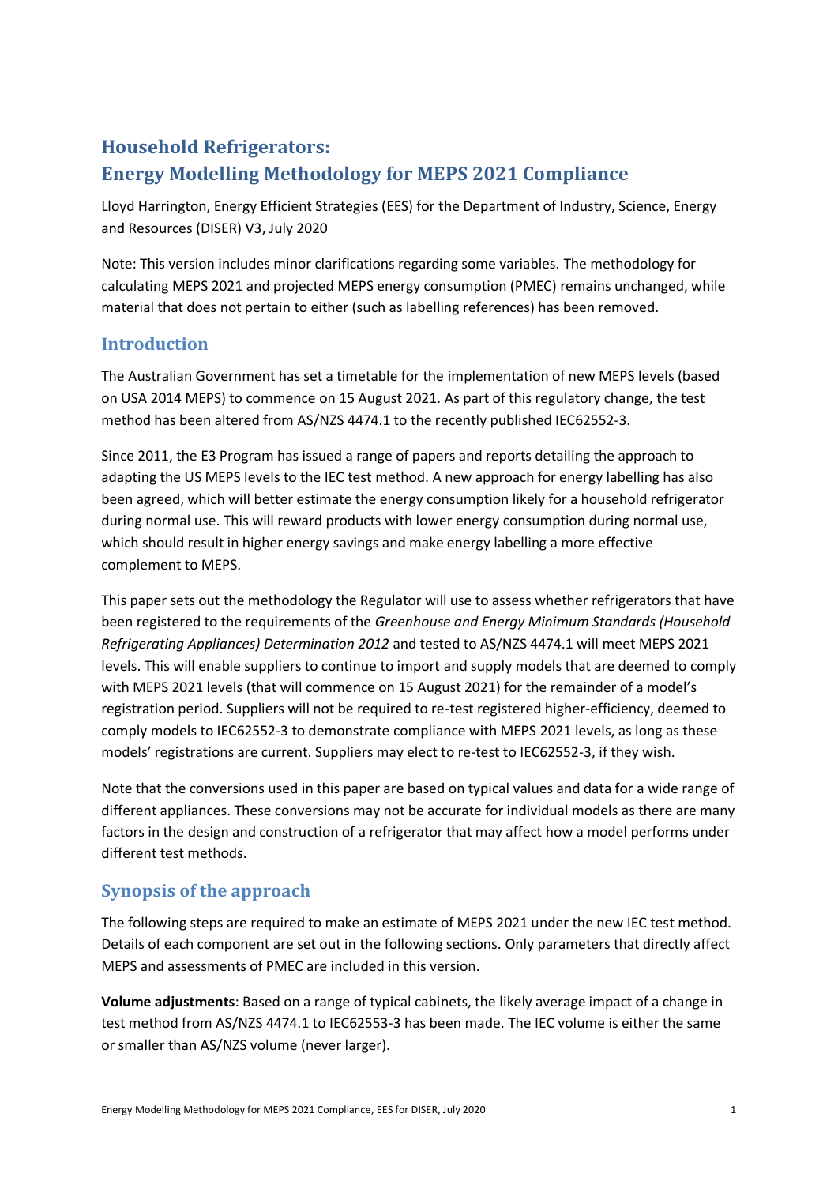# Household Refrigerators: Energy Modelling Methodology for MEPS 2021 Compliance

Lloyd Harrington, Energy Efficient Strategies (EES) for the Department of Industry, Science, Energy and Resources (DISER) V3, July 2020

Note: This version includes minor clarifications regarding some variables. The methodology for calculating MEPS 2021 and projected MEPS energy consumption (PMEC) remains unchanged, while material that does not pertain to either (such as labelling references) has been removed.

## Introduction

The Australian Government has set a timetable for the implementation of new MEPS levels (based on USA 2014 MEPS) to commence on 15 August 2021. As part of this regulatory change, the test method has been altered from AS/NZS 4474.1 to the recently published IEC62552-3.

Since 2011, the E3 Program has issued a range of papers and reports detailing the approach to adapting the US MEPS levels to the IEC test method. A new approach for energy labelling has also been agreed, which will better estimate the energy consumption likely for a household refrigerator during normal use. This will reward products with lower energy consumption during normal use, which should result in higher energy savings and make energy labelling a more effective complement to MEPS.

This paper sets out the methodology the Regulator will use to assess whether refrigerators that have been registered to the requirements of the *Greenhouse and Energy Minimum Standards (Household Refrigerating Appliances) Determination 2012* and tested to AS/NZS 4474.1 will meet MEPS 2021 levels. This will enable suppliers to continue to import and supply models that are deemed to comply with MEPS 2021 levels (that will commence on 15 August 2021) for the remainder of a model's registration period. Suppliers will not be required to re-test registered higher-efficiency, deemed to comply models to IEC62552-3 to demonstrate compliance with MEPS 2021 levels, as long as these models' registrations are current. Suppliers may elect to re-test to IEC62552-3, if they wish.

Note that the conversions used in this paper are based on typical values and data for a wide range of different appliances. These conversions may not be accurate for individual models as there are many factors in the design and construction of a refrigerator that may affect how a model performs under different test methods.

## Synopsis of the approach

The following steps are required to make an estimate of MEPS 2021 under the new IEC test method. Details of each component are set out in the following sections. Only parameters that directly affect MEPS and assessments of PMEC are included in this version.

**Volume adjustments**: Based on a range of typical cabinets, the likely average impact of a change in test method from AS/NZS 4474.1 to IEC62553-3 has been made. The IEC volume is either the same or smaller than AS/NZS volume (never larger).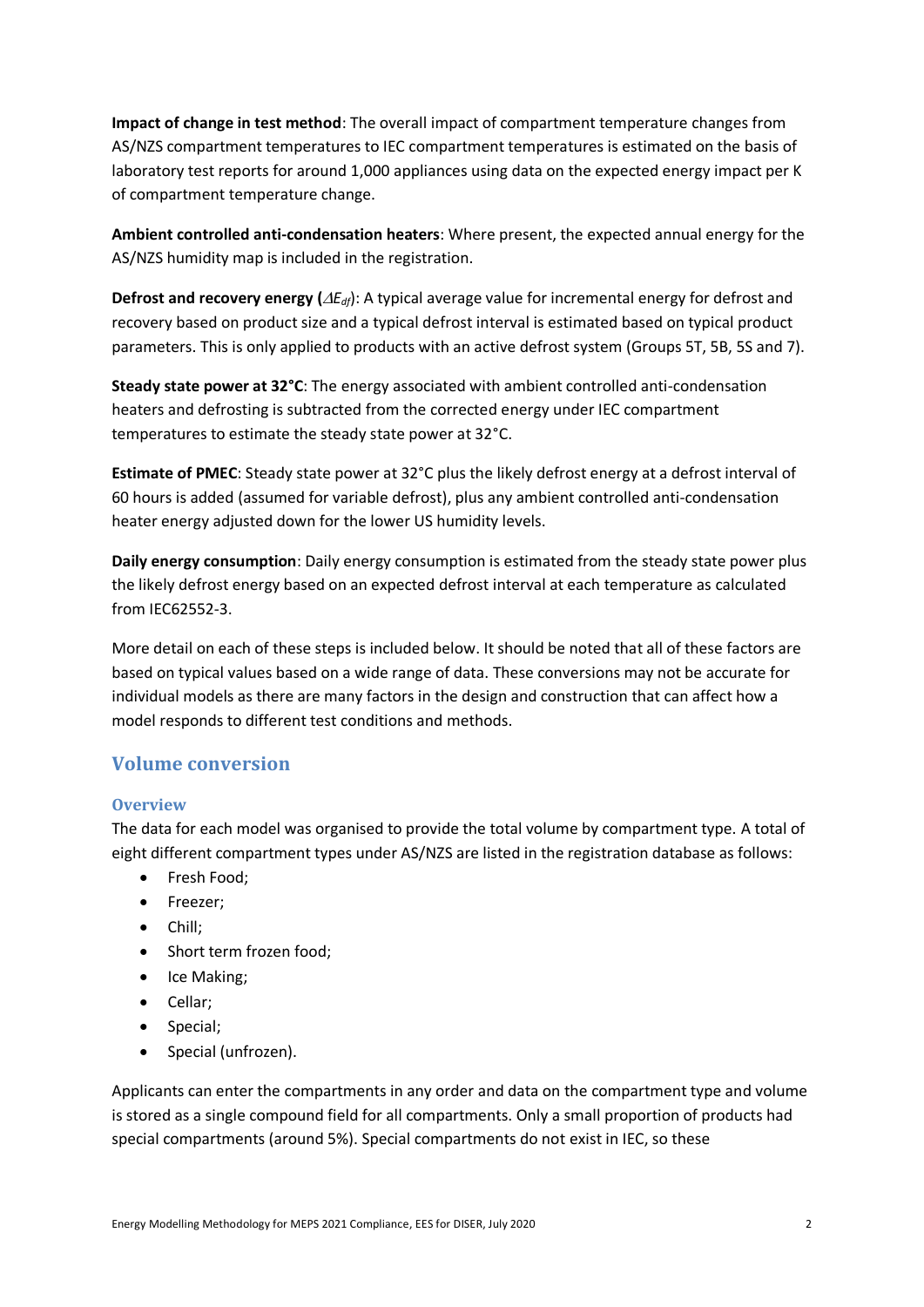**Impact of change in test method**: The overall impact of compartment temperature changes from AS/NZS compartment temperatures to IEC compartment temperatures is estimated on the basis of laboratory test reports for around 1,000 appliances using data on the expected energy impact per K of compartment temperature change.

**Ambient controlled anti-condensation heaters**: Where present, the expected annual energy for the AS/NZS humidity map is included in the registration.

**Defrost and recovery energy ($\Delta E_{df}$)**: A typical average value for incremental energy for defrost and recovery based on product size and a typical defrost interval is estimated based on typical product parameters. This is only applied to products with an active defrost system (Groups 5T, 5B, 5S and 7).

**Steady state power at 32°C**: The energy associated with ambient controlled anti-condensation heaters and defrosting is subtracted from the corrected energy under IEC compartment temperatures to estimate the steady state power at 32°C.

**Estimate of PMEC**: Steady state power at 32°C plus the likely defrost energy at a defrost interval of 60 hours is added (assumed for variable defrost), plus any ambient controlled anti-condensation heater energy adjusted down for the lower US humidity levels.

**Daily energy consumption**: Daily energy consumption is estimated from the steady state power plus the likely defrost energy based on an expected defrost interval at each temperature as calculated from IEC62552-3.

More detail on each of these steps is included below. It should be noted that all of these factors are based on typical values based on a wide range of data. These conversions may not be accurate for individual models as there are many factors in the design and construction that can affect how a model responds to different test conditions and methods.

## Volume conversion

### Overview

The data for each model was organised to provide the total volume by compartment type. A total of eight different compartment types under AS/NZS are listed in the registration database as follows:

- Fresh Food;
- Freezer;
- Chill;
- Short term frozen food;
- Ice Making;
- Cellar;
- Special;
- Special (unfrozen).

Applicants can enter the compartments in any order and data on the compartment type and volume is stored as a single compound field for all compartments. Only a small proportion of products had special compartments (around 5%). Special compartments do not exist in IEC, so these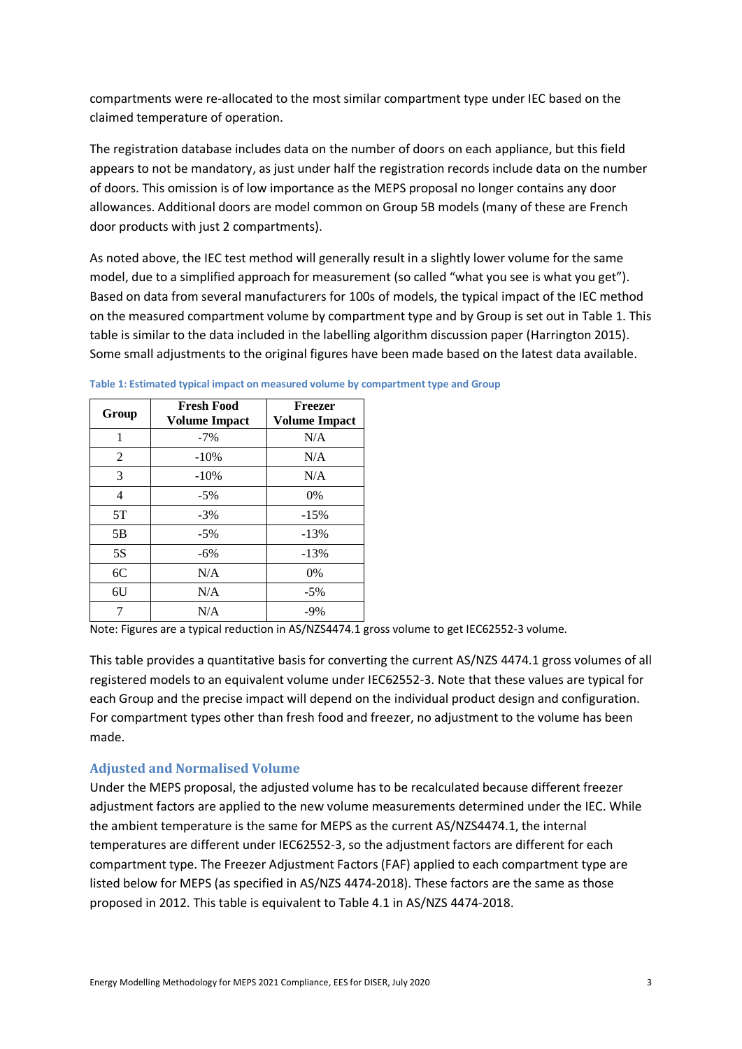compartments were re-allocated to the most similar compartment type under IEC based on the claimed temperature of operation.

The registration database includes data on the number of doors on each appliance, but this field appears to not be mandatory, as just under half the registration records include data on the number of doors. This omission is of low importance as the MEPS proposal no longer contains any door allowances. Additional doors are model common on Group 5B models (many of these are French door products with just 2 compartments).

As noted above, the IEC test method will generally result in a slightly lower volume for the same model, due to a simplified approach for measurement (so called "what you see is what you get"). Based on data from several manufacturers for 100s of models, the typical impact of the IEC method on the measured compartment volume by compartment type and by Group is set out in Table 1. This table is similar to the data included in the labelling algorithm discussion paper (Harrington 2015). Some small adjustments to the original figures have been made based on the latest data available.

**Table 1: Estimated typical impact on measured volume by compartment type and Group**

| Group | Fresh Food Volume Impact | Freezer Volume Impact |
|---|---|---|
| 1 | -7% | N/A |
| 2 | -10% | N/A |
| 3 | -10% | N/A |
| 4 | -5% | 0% |
| 5T | -3% | -15% |
| 5B | -5% | -13% |
| 5S | -6% | -13% |
| 6C | N/A | 0% |
| 6U | N/A | -5% |
| 7 | N/A | -9% |

Note: Figures are a typical reduction in AS/NZS4474.1 gross volume to get IEC62552-3 volume.

This table provides a quantitative basis for converting the current AS/NZS 4474.1 gross volumes of all registered models to an equivalent volume under IEC62552-3. Note that these values are typical for each Group and the precise impact will depend on the individual product design and configuration. For compartment types other than fresh food and freezer, no adjustment to the volume has been made.

### Adjusted and Normalised Volume

Under the MEPS proposal, the adjusted volume has to be recalculated because different freezer adjustment factors are applied to the new volume measurements determined under the IEC. While the ambient temperature is the same for MEPS as the current AS/NZS4474.1, the internal temperatures are different under IEC62552-3, so the adjustment factors are different for each compartment type. The Freezer Adjustment Factors (FAF) applied to each compartment type are listed below for MEPS (as specified in AS/NZS 4474-2018). These factors are the same as those proposed in 2012. This table is equivalent to Table 4.1 in AS/NZS 4474-2018.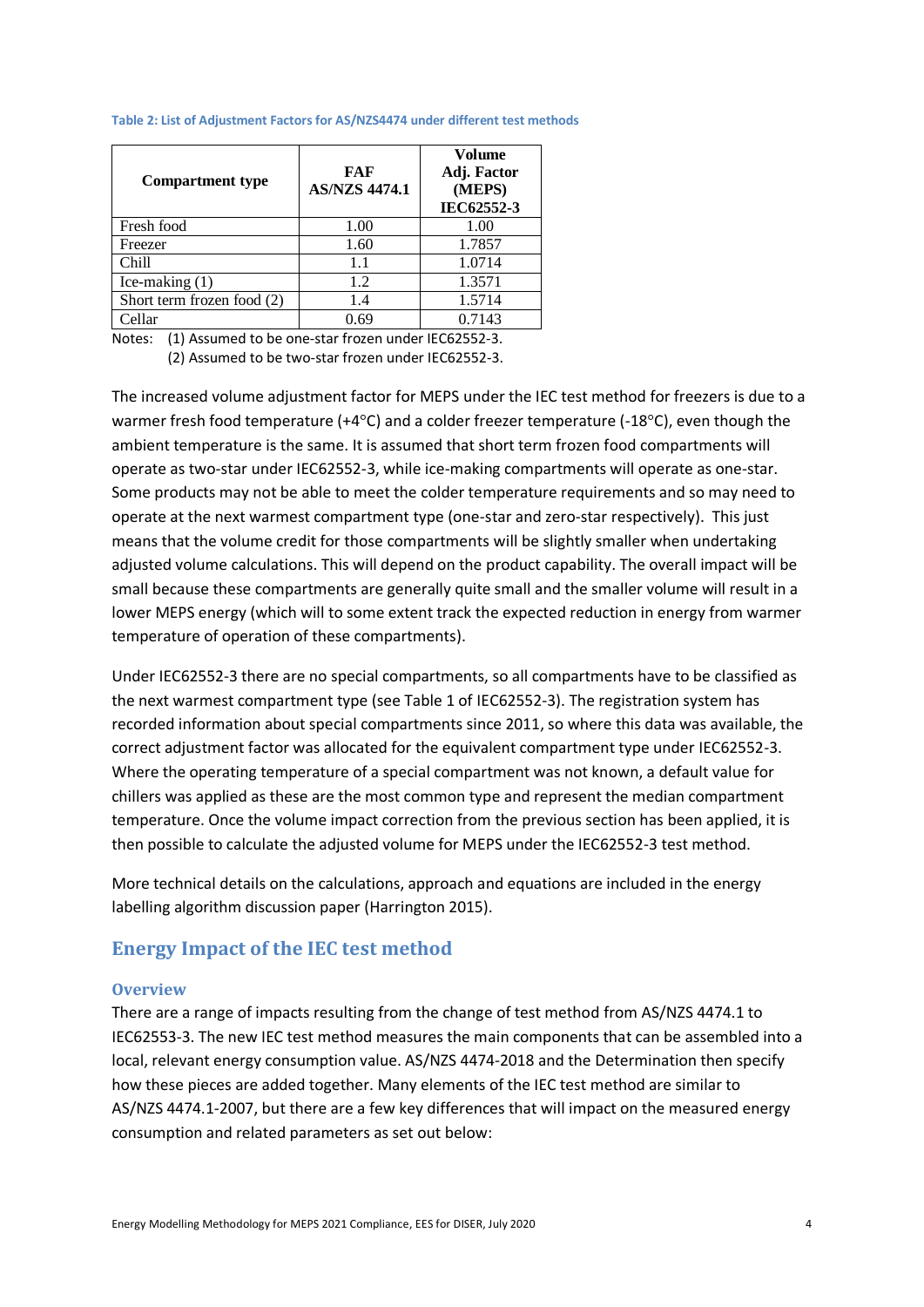**Table 2: List of Adjustment Factors for AS/NZS4474 under different test methods**

| Compartment type | FAF AS/NZS 4474.1 | Volume Adj. Factor (MEPS) IEC62552-3 |
|---|---|---|
| Fresh food | 1.00 | 1.00 |
| Freezer | 1.60 | 1.7857 |
| Chill | 1.1 | 1.0714 |
| Ice-making (1) | 1.2 | 1.3571 |
| Short term frozen food (2) | 1.4 | 1.5714 |
| Cellar | 0.69 | 0.7143 |

Notes: (1) Assumed to be one-star frozen under IEC62552-3.
(2) Assumed to be two-star frozen under IEC62552-3.

The increased volume adjustment factor for MEPS under the IEC test method for freezers is due to a warmer fresh food temperature (+4°C) and a colder freezer temperature (-18°C), even though the ambient temperature is the same. It is assumed that short term frozen food compartments will operate as two-star under IEC62552-3, while ice-making compartments will operate as one-star. Some products may not be able to meet the colder temperature requirements and so may need to operate at the next warmest compartment type (one-star and zero-star respectively). This just means that the volume credit for those compartments will be slightly smaller when undertaking adjusted volume calculations. This will depend on the product capability. The overall impact will be small because these compartments are generally quite small and the smaller volume will result in a lower MEPS energy (which will to some extent track the expected reduction in energy from warmer temperature of operation of these compartments).

Under IEC62552-3 there are no special compartments, so all compartments have to be classified as the next warmest compartment type (see Table 1 of IEC62552-3). The registration system has recorded information about special compartments since 2011, so where this data was available, the correct adjustment factor was allocated for the equivalent compartment type under IEC62552-3. Where the operating temperature of a special compartment was not known, a default value for chillers was applied as these are the most common type and represent the median compartment temperature. Once the volume impact correction from the previous section has been applied, it is then possible to calculate the adjusted volume for MEPS under the IEC62552-3 test method.

More technical details on the calculations, approach and equations are included in the energy labelling algorithm discussion paper (Harrington 2015).

## Energy Impact of the IEC test method

### Overview

There are a range of impacts resulting from the change of test method from AS/NZS 4474.1 to IEC62553-3. The new IEC test method measures the main components that can be assembled into a local, relevant energy consumption value. AS/NZS 4474-2018 and the Determination then specify how these pieces are added together. Many elements of the IEC test method are similar to AS/NZS 4474.1-2007, but there are a few key differences that will impact on the measured energy consumption and related parameters as set out below: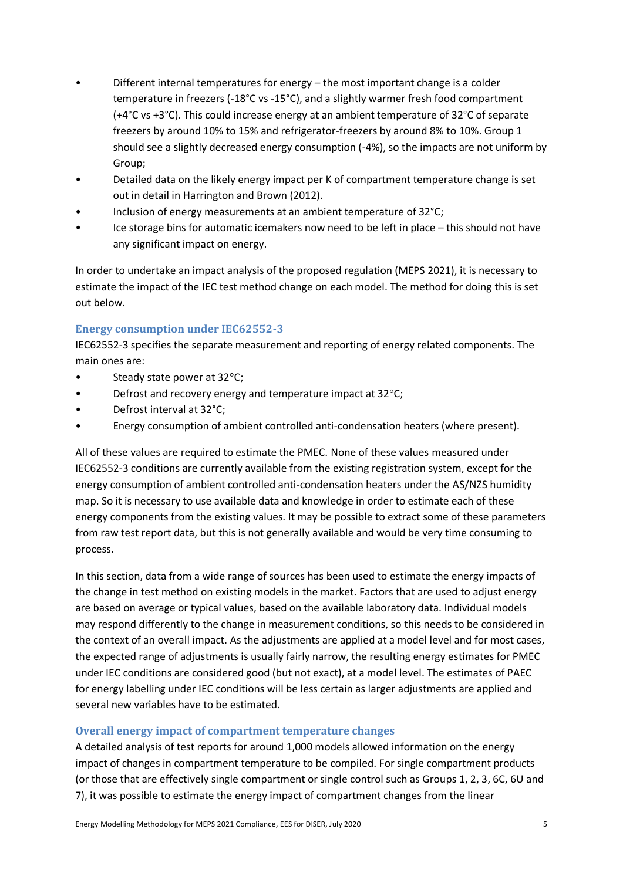- Different internal temperatures for energy – the most important change is a colder temperature in freezers (-18°C vs -15°C), and a slightly warmer fresh food compartment (+4°C vs +3°C). This could increase energy at an ambient temperature of 32°C of separate freezers by around 10% to 15% and refrigerator-freezers by around 8% to 10%. Group 1 should see a slightly decreased energy consumption (-4%), so the impacts are not uniform by Group;
- Detailed data on the likely energy impact per K of compartment temperature change is set out in detail in Harrington and Brown (2012).
- Inclusion of energy measurements at an ambient temperature of 32°C;
- Ice storage bins for automatic icemakers now need to be left in place – this should not have any significant impact on energy.

In order to undertake an impact analysis of the proposed regulation (MEPS 2021), it is necessary to estimate the impact of the IEC test method change on each model. The method for doing this is set out below.

### Energy consumption under IEC62552-3

IEC62552-3 specifies the separate measurement and reporting of energy related components. The main ones are:

- Steady state power at 32°C;
- Defrost and recovery energy and temperature impact at 32°C;
- Defrost interval at 32°C;
- Energy consumption of ambient controlled anti-condensation heaters (where present).

All of these values are required to estimate the PMEC. None of these values measured under IEC62552-3 conditions are currently available from the existing registration system, except for the energy consumption of ambient controlled anti-condensation heaters under the AS/NZS humidity map. So it is necessary to use available data and knowledge in order to estimate each of these energy components from the existing values. It may be possible to extract some of these parameters from raw test report data, but this is not generally available and would be very time consuming to process.

In this section, data from a wide range of sources has been used to estimate the energy impacts of the change in test method on existing models in the market. Factors that are used to adjust energy are based on average or typical values, based on the available laboratory data. Individual models may respond differently to the change in measurement conditions, so this needs to be considered in the context of an overall impact. As the adjustments are applied at a model level and for most cases, the expected range of adjustments is usually fairly narrow, the resulting energy estimates for PMEC under IEC conditions are considered good (but not exact), at a model level. The estimates of PAEC for energy labelling under IEC conditions will be less certain as larger adjustments are applied and several new variables have to be estimated.

### Overall energy impact of compartment temperature changes

A detailed analysis of test reports for around 1,000 models allowed information on the energy impact of changes in compartment temperature to be compiled. For single compartment products (or those that are effectively single compartment or single control such as Groups 1, 2, 3, 6C, 6U and 7), it was possible to estimate the energy impact of compartment changes from the linear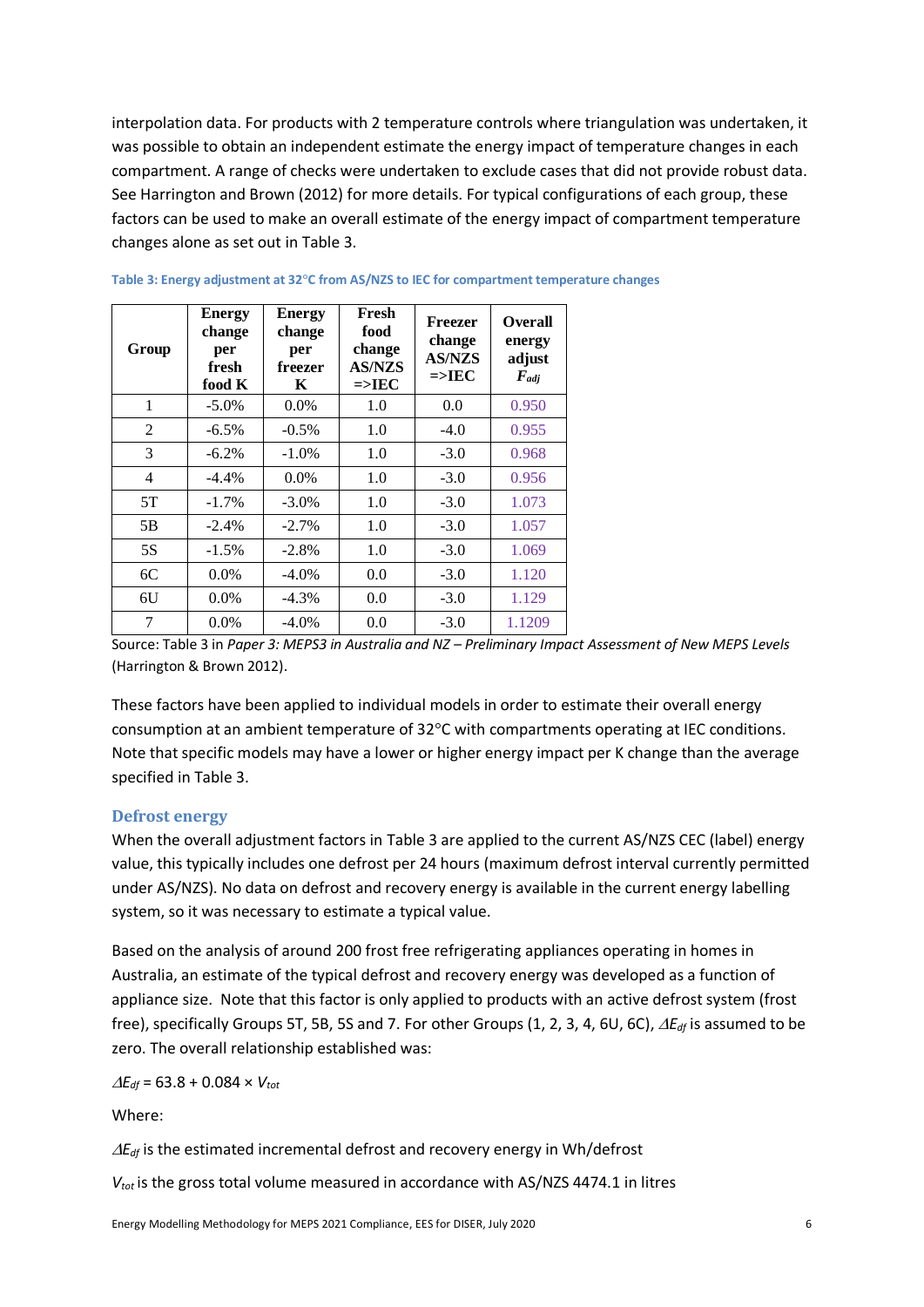interpolation data. For products with 2 temperature controls where triangulation was undertaken, it was possible to obtain an independent estimate the energy impact of temperature changes in each compartment. A range of checks were undertaken to exclude cases that did not provide robust data. See Harrington and Brown (2012) for more details. For typical configurations of each group, these factors can be used to make an overall estimate of the energy impact of compartment temperature changes alone as set out in Table 3.

**Table 3: Energy adjustment at 32°C from AS/NZS to IEC for compartment temperature changes**

| Group | Energy change per fresh food K | Energy change per freezer K | Fresh food change AS/NZS =>IEC | Freezer change AS/NZS =>IEC | Overall energy adjust $F_{adj}$ |
|---|---|---|---|---|---|
| 1 | -5.0% | 0.0% | 1.0 | 0.0 | 0.950 |
| 2 | -6.5% | -0.5% | 1.0 | -4.0 | 0.955 |
| 3 | -6.2% | -1.0% | 1.0 | -3.0 | 0.968 |
| 4 | -4.4% | 0.0% | 1.0 | -3.0 | 0.956 |
| 5T | -1.7% | -3.0% | 1.0 | -3.0 | 1.073 |
| 5B | -2.4% | -2.7% | 1.0 | -3.0 | 1.057 |
| 5S | -1.5% | -2.8% | 1.0 | -3.0 | 1.069 |
| 6C | 0.0% | -4.0% | 0.0 | -3.0 | 1.120 |
| 6U | 0.0% | -4.3% | 0.0 | -3.0 | 1.129 |
| 7 | 0.0% | -4.0% | 0.0 | -3.0 | 1.1209 |

Source: Table 3 in *Paper 3: MEPS3 in Australia and NZ – Preliminary Impact Assessment of New MEPS Levels* (Harrington & Brown 2012).

These factors have been applied to individual models in order to estimate their overall energy consumption at an ambient temperature of 32°C with compartments operating at IEC conditions. Note that specific models may have a lower or higher energy impact per K change than the average specified in Table 3.

### Defrost energy

When the overall adjustment factors in Table 3 are applied to the current AS/NZS CEC (label) energy value, this typically includes one defrost per 24 hours (maximum defrost interval currently permitted under AS/NZS). No data on defrost and recovery energy is available in the current energy labelling system, so it was necessary to estimate a typical value.

Based on the analysis of around 200 frost free refrigerating appliances operating in homes in Australia, an estimate of the typical defrost and recovery energy was developed as a function of appliance size. Note that this factor is only applied to products with an active defrost system (frost free), specifically Groups 5T, 5B, 5S and 7. For other Groups (1, 2, 3, 4, 6U, 6C), $\Delta E_{df}$ is assumed to be zero. The overall relationship established was:

$$\Delta E_{df} = 63.8 + 0.084 \times V_{tot}$$

Where:

$\Delta E_{df}$ is the estimated incremental defrost and recovery energy in Wh/defrost

$V_{tot}$ is the gross total volume measured in accordance with AS/NZS 4474.1 in litres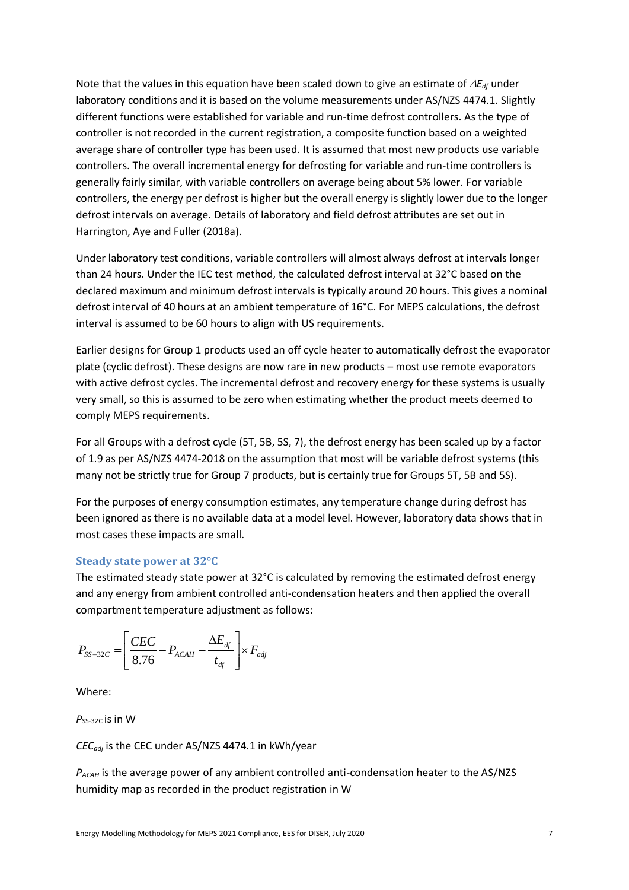Note that the values in this equation have been scaled down to give an estimate of $\Delta E_{df}$ under laboratory conditions and it is based on the volume measurements under AS/NZS 4474.1. Slightly different functions were established for variable and run-time defrost controllers. As the type of controller is not recorded in the current registration, a composite function based on a weighted average share of controller type has been used. It is assumed that most new products use variable controllers. The overall incremental energy for defrosting for variable and run-time controllers is generally fairly similar, with variable controllers on average being about 5% lower. For variable controllers, the energy per defrost is higher but the overall energy is slightly lower due to the longer defrost intervals on average. Details of laboratory and field defrost attributes are set out in Harrington, Aye and Fuller (2018a).

Under laboratory test conditions, variable controllers will almost always defrost at intervals longer than 24 hours. Under the IEC test method, the calculated defrost interval at 32°C based on the declared maximum and minimum defrost intervals is typically around 20 hours. This gives a nominal defrost interval of 40 hours at an ambient temperature of 16°C. For MEPS calculations, the defrost interval is assumed to be 60 hours to align with US requirements.

Earlier designs for Group 1 products used an off cycle heater to automatically defrost the evaporator plate (cyclic defrost). These designs are now rare in new products – most use remote evaporators with active defrost cycles. The incremental defrost and recovery energy for these systems is usually very small, so this is assumed to be zero when estimating whether the product meets deemed to comply MEPS requirements.

For all Groups with a defrost cycle (5T, 5B, 5S, 7), the defrost energy has been scaled up by a factor of 1.9 as per AS/NZS 4474-2018 on the assumption that most will be variable defrost systems (this many not be strictly true for Group 7 products, but is certainly true for Groups 5T, 5B and 5S).

For the purposes of energy consumption estimates, any temperature change during defrost has been ignored as there is no available data at a model level. However, laboratory data shows that in most cases these impacts are small.

### Steady state power at 32°C

The estimated steady state power at 32°C is calculated by removing the estimated defrost energy and any energy from ambient controlled anti-condensation heaters and then applied the overall compartment temperature adjustment as follows:

$$P_{SS-32C} = \left[ \frac{CEC}{8.76} - P_{ACAH} - \frac{\Delta E_{df}}{t_{df}} \right] \times F_{adj}$$

Where:

$P_{SS-32C}$ is in W

$CEC_{adj}$ is the CEC under AS/NZS 4474.1 in kWh/year

$P_{ACAH}$ is the average power of any ambient controlled anti-condensation heater to the AS/NZS humidity map as recorded in the product registration in W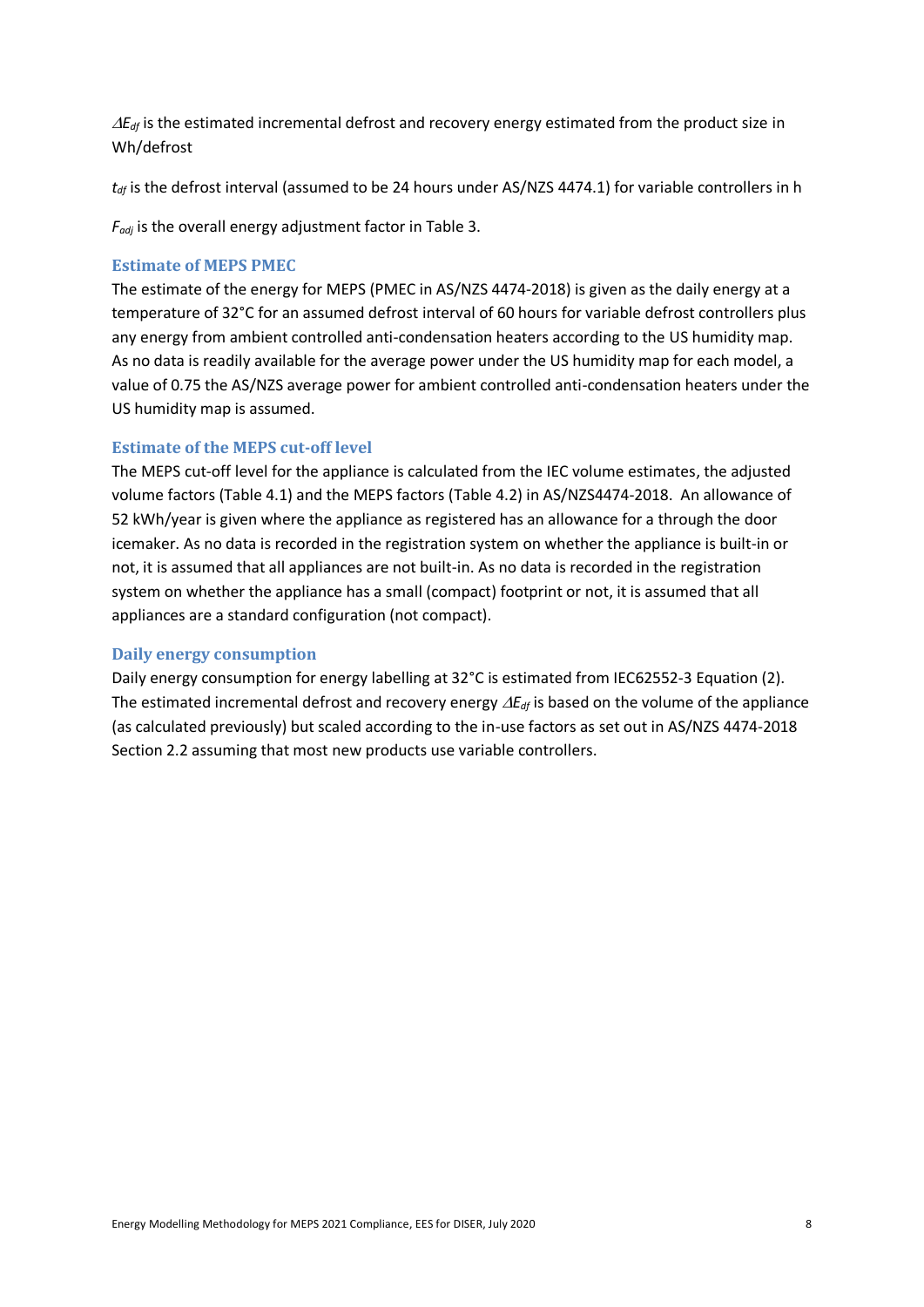$\Delta E_{df}$ is the estimated incremental defrost and recovery energy estimated from the product size in Wh/defrost

$t_{df}$ is the defrost interval (assumed to be 24 hours under AS/NZS 4474.1) for variable controllers in h

$F_{adj}$ is the overall energy adjustment factor in Table 3.

### Estimate of MEPS PMEC

The estimate of the energy for MEPS (PMEC in AS/NZS 4474-2018) is given as the daily energy at a temperature of 32°C for an assumed defrost interval of 60 hours for variable defrost controllers plus any energy from ambient controlled anti-condensation heaters according to the US humidity map. As no data is readily available for the average power under the US humidity map for each model, a value of 0.75 the AS/NZS average power for ambient controlled anti-condensation heaters under the US humidity map is assumed.

### Estimate of the MEPS cut-off level

The MEPS cut-off level for the appliance is calculated from the IEC volume estimates, the adjusted volume factors (Table 4.1) and the MEPS factors (Table 4.2) in AS/NZS4474-2018. An allowance of 52 kWh/year is given where the appliance as registered has an allowance for a through the door icemaker. As no data is recorded in the registration system on whether the appliance is built-in or not, it is assumed that all appliances are not built-in. As no data is recorded in the registration system on whether the appliance has a small (compact) footprint or not, it is assumed that all appliances are a standard configuration (not compact).

### Daily energy consumption

Daily energy consumption for energy labelling at 32°C is estimated from IEC62552-3 Equation (2). The estimated incremental defrost and recovery energy $\Delta E_{df}$ is based on the volume of the appliance (as calculated previously) but scaled according to the in-use factors as set out in AS/NZS 4474-2018 Section 2.2 assuming that most new products use variable controllers.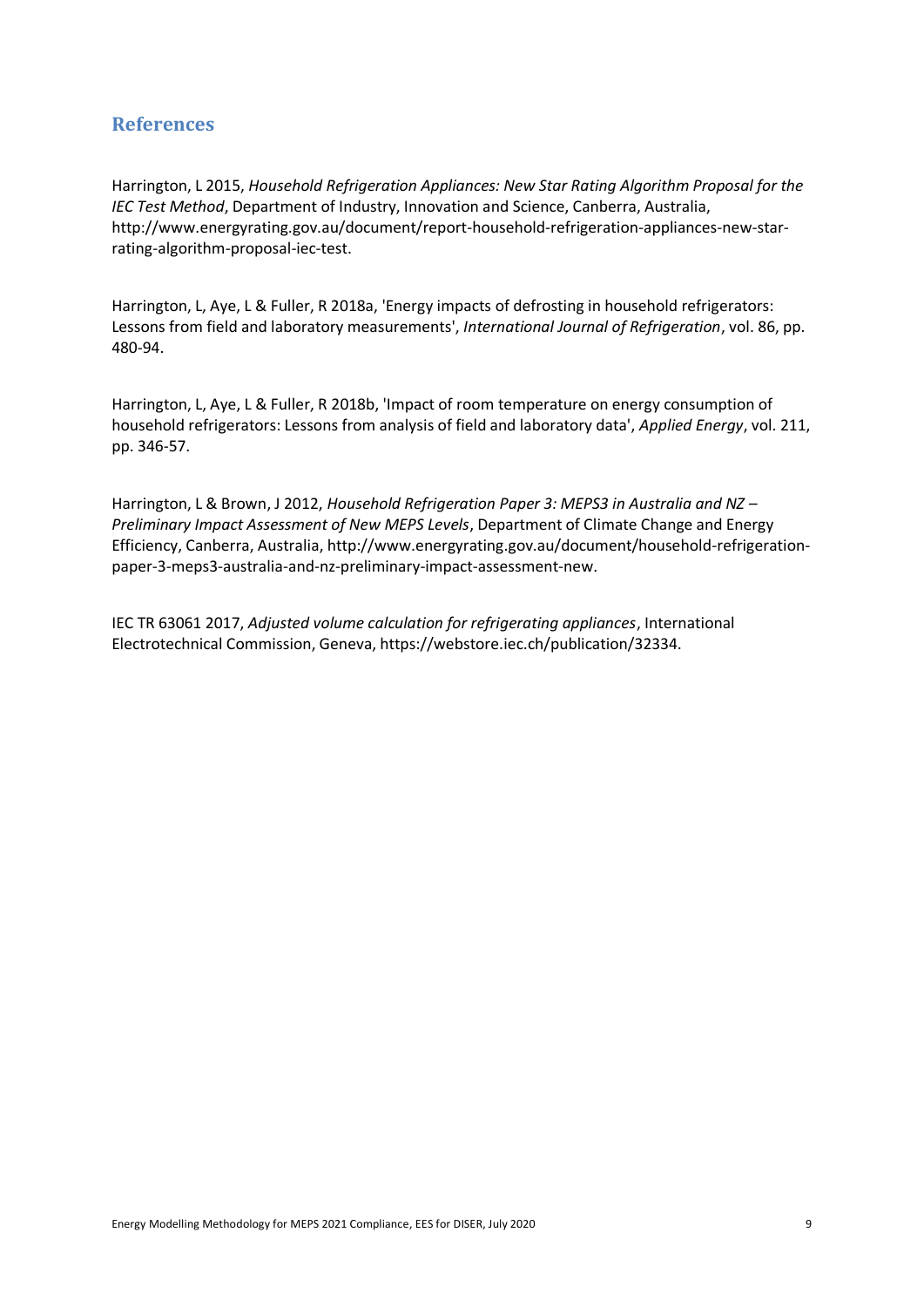## References

Harrington, L 2015, *Household Refrigeration Appliances: New Star Rating Algorithm Proposal for the IEC Test Method*, Department of Industry, Innovation and Science, Canberra, Australia, http://www.energyrating.gov.au/document/report-household-refrigeration-appliances-new-star-rating-algorithm-proposal-iec-test.

Harrington, L, Aye, L & Fuller, R 2018a, 'Energy impacts of defrosting in household refrigerators: Lessons from field and laboratory measurements', *International Journal of Refrigeration*, vol. 86, pp. 480-94.

Harrington, L, Aye, L & Fuller, R 2018b, 'Impact of room temperature on energy consumption of household refrigerators: Lessons from analysis of field and laboratory data', *Applied Energy*, vol. 211, pp. 346-57.

Harrington, L & Brown, J 2012, *Household Refrigeration Paper 3: MEPS3 in Australia and NZ – Preliminary Impact Assessment of New MEPS Levels*, Department of Climate Change and Energy Efficiency, Canberra, Australia, http://www.energyrating.gov.au/document/household-refrigeration-paper-3-meps3-australia-and-nz-preliminary-impact-assessment-new.

IEC TR 63061 2017, *Adjusted volume calculation for refrigerating appliances*, International Electrotechnical Commission, Geneva, https://webstore.iec.ch/publication/32334.